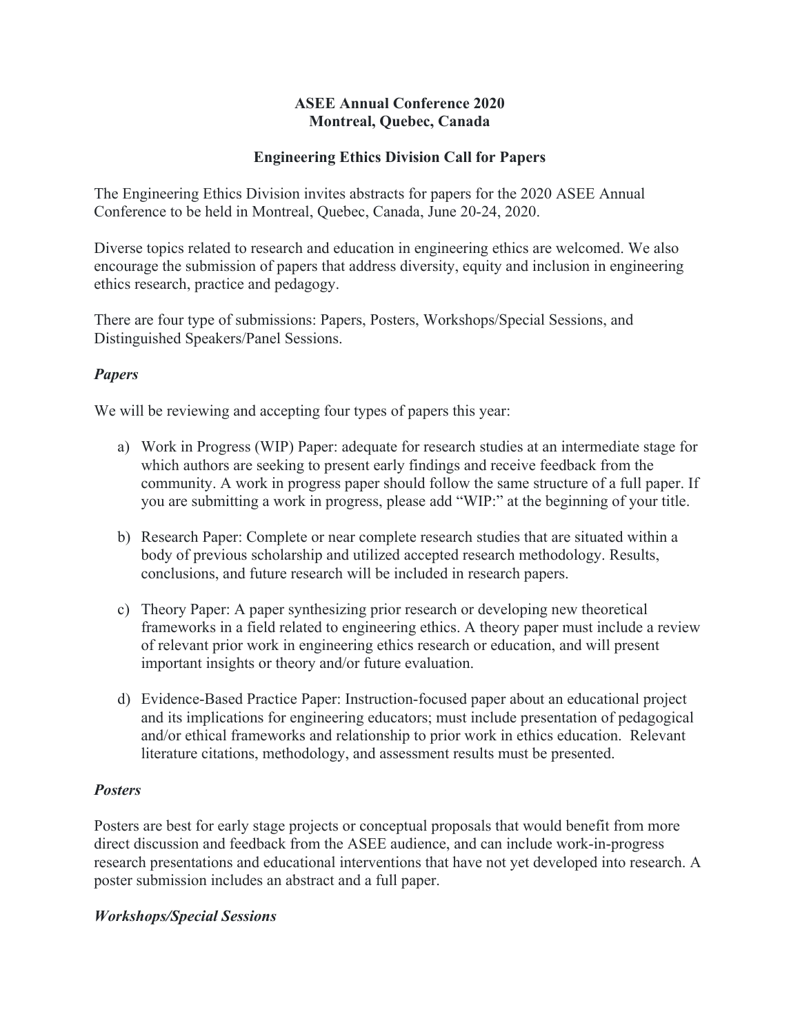**ASEE Annual Conference 2020**
**Montreal, Quebec, Canada**

**Engineering Ethics Division Call for Papers**

The Engineering Ethics Division invites abstracts for papers for the 2020 ASEE Annual Conference to be held in Montreal, Quebec, Canada, June 20-24, 2020.

Diverse topics related to research and education in engineering ethics are welcomed. We also encourage the submission of papers that address diversity, equity and inclusion in engineering ethics research, practice and pedagogy.

There are four type of submissions: Papers, Posters, Workshops/Special Sessions, and Distinguished Speakers/Panel Sessions.

### *Papers*

We will be reviewing and accepting four types of papers this year:

a) Work in Progress (WIP) Paper: adequate for research studies at an intermediate stage for which authors are seeking to present early findings and receive feedback from the community. A work in progress paper should follow the same structure of a full paper. If you are submitting a work in progress, please add "WIP:" at the beginning of your title.

b) Research Paper: Complete or near complete research studies that are situated within a body of previous scholarship and utilized accepted research methodology. Results, conclusions, and future research will be included in research papers.

c) Theory Paper: A paper synthesizing prior research or developing new theoretical frameworks in a field related to engineering ethics. A theory paper must include a review of relevant prior work in engineering ethics research or education, and will present important insights or theory and/or future evaluation.

d) Evidence-Based Practice Paper: Instruction-focused paper about an educational project and its implications for engineering educators; must include presentation of pedagogical and/or ethical frameworks and relationship to prior work in ethics education. Relevant literature citations, methodology, and assessment results must be presented.

### *Posters*

Posters are best for early stage projects or conceptual proposals that would benefit from more direct discussion and feedback from the ASEE audience, and can include work-in-progress research presentations and educational interventions that have not yet developed into research. A poster submission includes an abstract and a full paper.

### *Workshops/Special Sessions*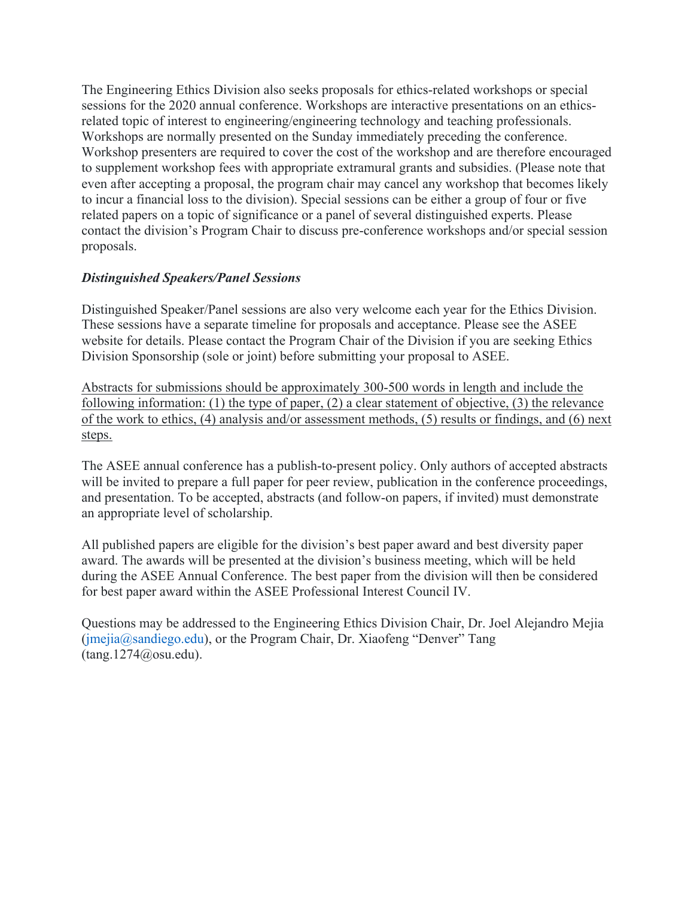The Engineering Ethics Division also seeks proposals for ethics-related workshops or special sessions for the 2020 annual conference. Workshops are interactive presentations on an ethics-related topic of interest to engineering/engineering technology and teaching professionals. Workshops are normally presented on the Sunday immediately preceding the conference. Workshop presenters are required to cover the cost of the workshop and are therefore encouraged to supplement workshop fees with appropriate extramural grants and subsidies. (Please note that even after accepting a proposal, the program chair may cancel any workshop that becomes likely to incur a financial loss to the division). Special sessions can be either a group of four or five related papers on a topic of significance or a panel of several distinguished experts. Please contact the division's Program Chair to discuss pre-conference workshops and/or special session proposals.

***Distinguished Speakers/Panel Sessions***

Distinguished Speaker/Panel sessions are also very welcome each year for the Ethics Division. These sessions have a separate timeline for proposals and acceptance. Please see the ASEE website for details. Please contact the Program Chair of the Division if you are seeking Ethics Division Sponsorship (sole or joint) before submitting your proposal to ASEE.

<u>Abstracts for submissions should be approximately 300-500 words in length and include the following information: (1) the type of paper, (2) a clear statement of objective, (3) the relevance of the work to ethics, (4) analysis and/or assessment methods, (5) results or findings, and (6) next steps.</u>

The ASEE annual conference has a publish-to-present policy. Only authors of accepted abstracts will be invited to prepare a full paper for peer review, publication in the conference proceedings, and presentation. To be accepted, abstracts (and follow-on papers, if invited) must demonstrate an appropriate level of scholarship.

All published papers are eligible for the division's best paper award and best diversity paper award. The awards will be presented at the division's business meeting, which will be held during the ASEE Annual Conference. The best paper from the division will then be considered for best paper award within the ASEE Professional Interest Council IV.

Questions may be addressed to the Engineering Ethics Division Chair, Dr. Joel Alejandro Mejia (jmejia@sandiego.edu), or the Program Chair, Dr. Xiaofeng "Denver" Tang (tang.1274@osu.edu).